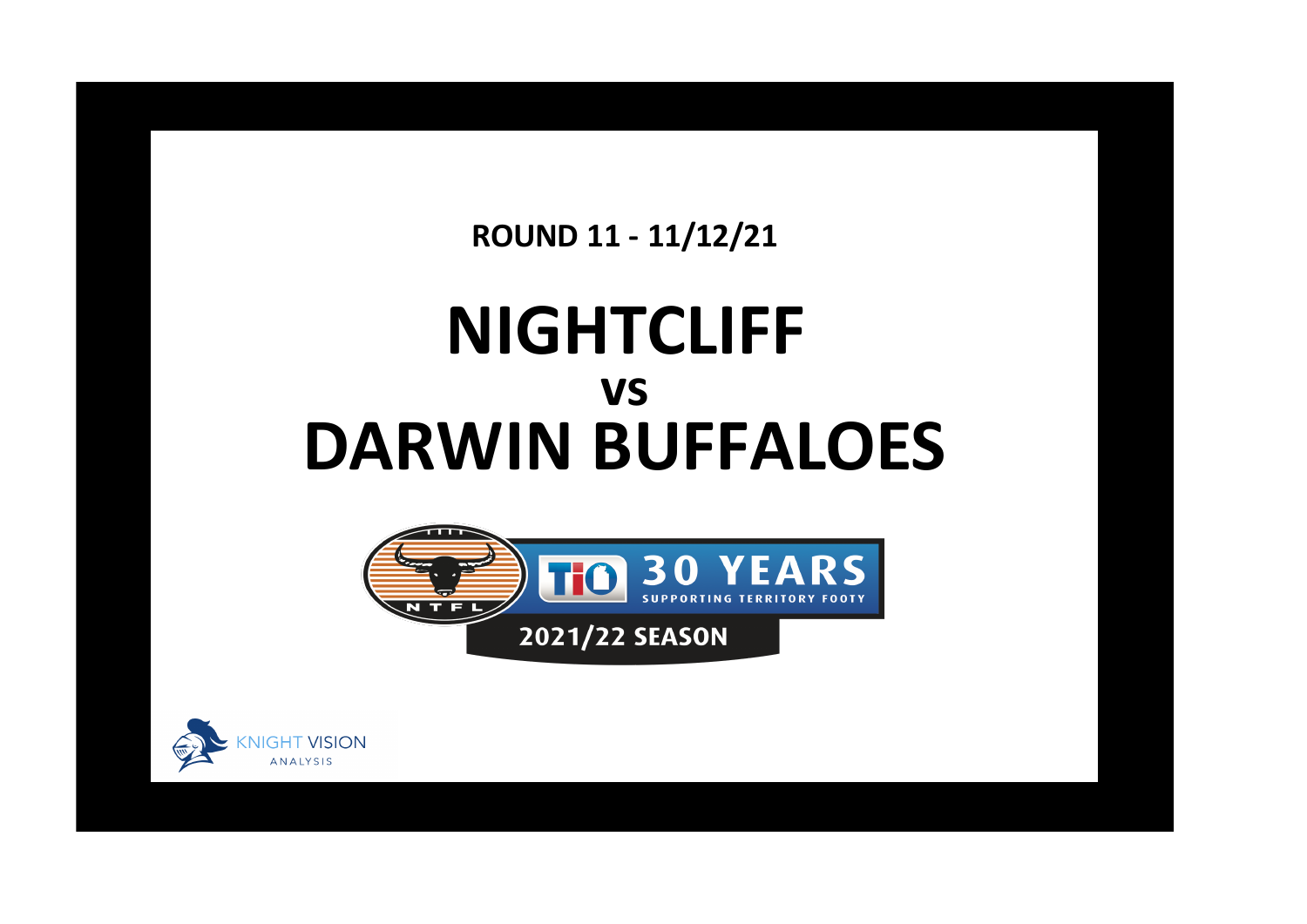**ROUND 11 - 11/12/21**

# NIGHTCLIFF

## vs

# DARWIN BUFFALOES

NTFL

TIO 30 YEARS SUPPORTING TERRITORY FOOTY

2021/22 SEASON

KNIGHT VISION ANALYSIS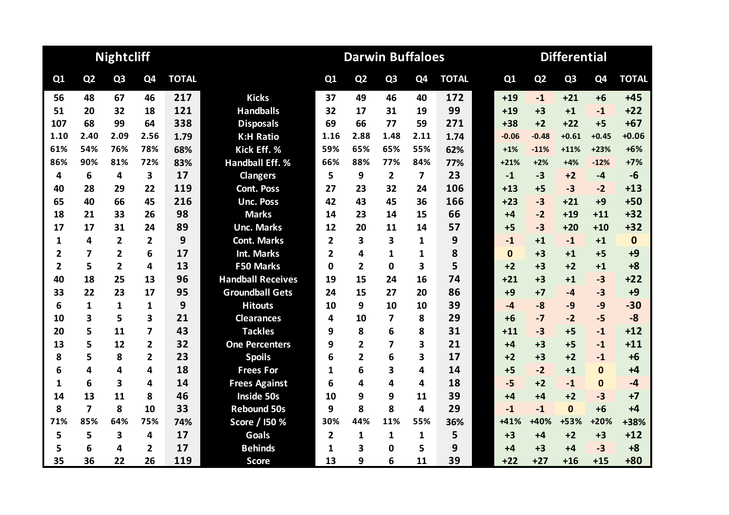| Nightcliff | | | | | | Darwin Buffaloes | | | | | Differential | | | | |
|---|---|---|---|---|---|---|---|---|---|---|---|---|---|---|---|
| Q1 | Q2 | Q3 | Q4 | TOTAL | | Q1 | Q2 | Q3 | Q4 | TOTAL | Q1 | Q2 | Q3 | Q4 | TOTAL |
| 56 | 48 | 67 | 46 | 217 | Kicks | 37 | 49 | 46 | 40 | 172 | +19 | -1 | +21 | +6 | +45 |
| 51 | 20 | 32 | 18 | 121 | Handballs | 32 | 17 | 31 | 19 | 99 | +19 | +3 | +1 | -1 | +22 |
| 107 | 68 | 99 | 64 | 338 | Disposals | 69 | 66 | 77 | 59 | 271 | +38 | +2 | +22 | +5 | +67 |
| 1.10 | 2.40 | 2.09 | 2.56 | 1.79 | K:H Ratio | 1.16 | 2.88 | 1.48 | 2.11 | 1.74 | -0.06 | -0.48 | +0.61 | +0.45 | +0.06 |
| 61% | 54% | 76% | 78% | 68% | Kick Eff. % | 59% | 65% | 65% | 55% | 62% | +1% | -11% | +11% | +23% | +6% |
| 86% | 90% | 81% | 72% | 83% | Handball Eff. % | 66% | 88% | 77% | 84% | 77% | +21% | +2% | +4% | -12% | +7% |
| 4 | 6 | 4 | 3 | 17 | Clangers | 5 | 9 | 2 | 7 | 23 | -1 | -3 | +2 | -4 | -6 |
| 40 | 28 | 29 | 22 | 119 | Cont. Poss | 27 | 23 | 32 | 24 | 106 | +13 | +5 | -3 | -2 | +13 |
| 65 | 40 | 66 | 45 | 216 | Unc. Poss | 42 | 43 | 45 | 36 | 166 | +23 | -3 | +21 | +9 | +50 |
| 18 | 21 | 33 | 26 | 98 | Marks | 14 | 23 | 14 | 15 | 66 | +4 | -2 | +19 | +11 | +32 |
| 17 | 17 | 31 | 24 | 89 | Unc. Marks | 12 | 20 | 11 | 14 | 57 | +5 | -3 | +20 | +10 | +32 |
| 1 | 4 | 2 | 2 | 9 | Cont. Marks | 2 | 3 | 3 | 1 | 9 | -1 | +1 | -1 | +1 | 0 |
| 2 | 7 | 2 | 6 | 17 | Int. Marks | 2 | 4 | 1 | 1 | 8 | 0 | +3 | +1 | +5 | +9 |
| 2 | 5 | 2 | 4 | 13 | F50 Marks | 0 | 2 | 0 | 3 | 5 | +2 | +3 | +2 | +1 | +8 |
| 40 | 18 | 25 | 13 | 96 | Handball Receives | 19 | 15 | 24 | 16 | 74 | +21 | +3 | +1 | -3 | +22 |
| 33 | 22 | 23 | 17 | 95 | Groundball Gets | 24 | 15 | 27 | 20 | 86 | +9 | +7 | -4 | -3 | +9 |
| 6 | 1 | 1 | 1 | 9 | Hitouts | 10 | 9 | 10 | 10 | 39 | -4 | -8 | -9 | -9 | -30 |
| 10 | 3 | 5 | 3 | 21 | Clearances | 4 | 10 | 7 | 8 | 29 | +6 | -7 | -2 | -5 | -8 |
| 20 | 5 | 11 | 7 | 43 | Tackles | 9 | 8 | 6 | 8 | 31 | +11 | -3 | +5 | -1 | +12 |
| 13 | 5 | 12 | 2 | 32 | One Percenters | 9 | 2 | 7 | 3 | 21 | +4 | +3 | +5 | -1 | +11 |
| 8 | 5 | 8 | 2 | 23 | Spoils | 6 | 2 | 6 | 3 | 17 | +2 | +3 | +2 | -1 | +6 |
| 6 | 4 | 4 | 4 | 18 | Frees For | 1 | 6 | 3 | 4 | 14 | +5 | -2 | +1 | 0 | +4 |
| 1 | 6 | 3 | 4 | 14 | Frees Against | 6 | 4 | 4 | 4 | 18 | -5 | +2 | -1 | 0 | -4 |
| 14 | 13 | 11 | 8 | 46 | Inside 50s | 10 | 9 | 9 | 11 | 39 | +4 | +4 | +2 | -3 | +7 |
| 8 | 7 | 8 | 10 | 33 | Rebound 50s | 9 | 8 | 8 | 4 | 29 | -1 | -1 | 0 | +6 | +4 |
| 71% | 85% | 64% | 75% | 74% | Score / I50 % | 30% | 44% | 11% | 55% | 36% | +41% | +40% | +53% | +20% | +38% |
| 5 | 5 | 3 | 4 | 17 | Goals | 2 | 1 | 1 | 1 | 5 | +3 | +4 | +2 | +3 | +12 |
| 5 | 6 | 4 | 2 | 17 | Behinds | 1 | 3 | 0 | 5 | 9 | +4 | +3 | +4 | -3 | +8 |
| 35 | 36 | 22 | 26 | 119 | Score | 13 | 9 | 6 | 11 | 39 | +22 | +27 | +16 | +15 | +80 |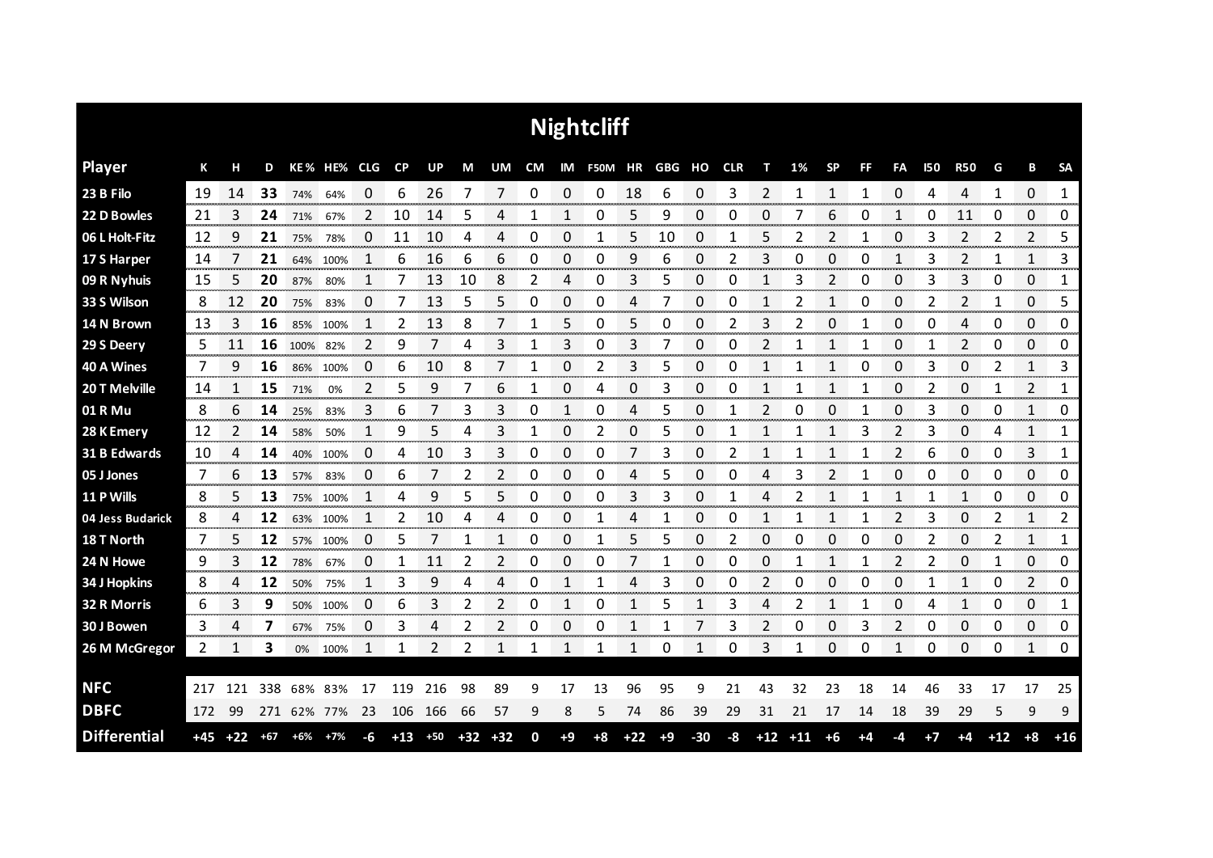# Nightcliff

| Player | K | H | D | KE% | HE% | CLG | CP | UP | M | UM | CM | IM | F50M | HR | GBG | HO | CLR | T | 1% | SP | FF | FA | I50 | R50 | G | B | SA |
|---|---|---|---|---|---|---|---|---|---|---|---|---|---|---|---|---|---|---|---|---|---|---|---|---|---|---|---|
| 23 B Filo | 19 | 14 | **33** | 74% | 64% | 0 | 6 | 26 | 7 | 7 | 0 | 0 | 0 | 18 | 6 | 0 | 3 | 2 | 1 | 1 | 1 | 0 | 4 | 4 | 1 | 0 | 1 |
| 22 D Bowles | 21 | 3 | **24** | 71% | 67% | 2 | 10 | 14 | 5 | 4 | 1 | 1 | 0 | 5 | 9 | 0 | 0 | 0 | 7 | 6 | 0 | 1 | 0 | 11 | 0 | 0 | 0 |
| 06 L Holt-Fitz | 12 | 9 | **21** | 75% | 78% | 0 | 11 | 10 | 4 | 4 | 0 | 0 | 1 | 5 | 10 | 0 | 1 | 5 | 2 | 2 | 1 | 0 | 3 | 2 | 2 | 2 | 5 |
| 17 S Harper | 14 | 7 | **21** | 64% | 100% | 1 | 6 | 16 | 6 | 6 | 0 | 0 | 0 | 9 | 6 | 0 | 2 | 3 | 0 | 0 | 0 | 1 | 3 | 2 | 1 | 1 | 3 |
| 09 R Nyhuis | 15 | 5 | **20** | 87% | 80% | 1 | 7 | 13 | 10 | 8 | 2 | 4 | 0 | 3 | 5 | 0 | 0 | 1 | 3 | 2 | 0 | 0 | 3 | 3 | 0 | 0 | 1 |
| 33 S Wilson | 8 | 12 | **20** | 75% | 83% | 0 | 7 | 13 | 5 | 5 | 0 | 0 | 0 | 4 | 7 | 0 | 0 | 1 | 2 | 1 | 0 | 0 | 2 | 2 | 1 | 0 | 5 |
| 14 N Brown | 13 | 3 | **16** | 85% | 100% | 1 | 2 | 13 | 8 | 7 | 1 | 5 | 0 | 5 | 0 | 0 | 2 | 3 | 2 | 0 | 1 | 0 | 0 | 4 | 0 | 0 | 0 |
| 29 S Deery | 5 | 11 | **16** | 100% | 82% | 2 | 9 | 7 | 4 | 3 | 1 | 3 | 0 | 3 | 7 | 0 | 0 | 2 | 1 | 1 | 1 | 0 | 1 | 2 | 0 | 0 | 0 |
| 40 A Wines | 7 | 9 | **16** | 86% | 100% | 0 | 6 | 10 | 8 | 7 | 1 | 0 | 2 | 3 | 5 | 0 | 0 | 1 | 1 | 1 | 0 | 0 | 3 | 0 | 2 | 1 | 3 |
| 20 T Melville | 14 | 1 | **15** | 71% | 0% | 2 | 5 | 9 | 7 | 6 | 1 | 0 | 4 | 0 | 3 | 0 | 0 | 1 | 1 | 1 | 1 | 0 | 2 | 0 | 1 | 2 | 1 |
| 01 R Mu | 8 | 6 | **14** | 25% | 83% | 3 | 6 | 7 | 3 | 3 | 0 | 1 | 0 | 4 | 5 | 0 | 1 | 2 | 0 | 0 | 1 | 0 | 3 | 0 | 0 | 1 | 0 |
| 28 K Emery | 12 | 2 | **14** | 58% | 50% | 1 | 9 | 5 | 4 | 3 | 1 | 0 | 2 | 0 | 5 | 0 | 1 | 1 | 1 | 1 | 3 | 2 | 3 | 0 | 4 | 1 | 1 |
| 31 B Edwards | 10 | 4 | **14** | 40% | 100% | 0 | 4 | 10 | 3 | 3 | 0 | 0 | 0 | 7 | 3 | 0 | 2 | 1 | 1 | 1 | 1 | 2 | 6 | 0 | 0 | 3 | 1 |
| 05 J Jones | 7 | 6 | **13** | 57% | 83% | 0 | 6 | 7 | 2 | 2 | 0 | 0 | 0 | 4 | 5 | 0 | 0 | 4 | 3 | 2 | 1 | 0 | 0 | 0 | 0 | 0 | 0 |
| 11 P Wills | 8 | 5 | **13** | 75% | 100% | 1 | 4 | 9 | 5 | 5 | 0 | 0 | 0 | 3 | 3 | 0 | 1 | 4 | 2 | 1 | 1 | 1 | 1 | 1 | 0 | 0 | 0 |
| 04 Jess Budarick | 8 | 4 | **12** | 63% | 100% | 1 | 2 | 10 | 4 | 4 | 0 | 0 | 1 | 4 | 1 | 0 | 0 | 1 | 1 | 1 | 1 | 2 | 3 | 0 | 2 | 1 | 2 |
| 18 T North | 7 | 5 | **12** | 57% | 100% | 0 | 5 | 7 | 1 | 1 | 0 | 0 | 1 | 5 | 5 | 0 | 2 | 0 | 0 | 0 | 0 | 0 | 2 | 0 | 2 | 1 | 1 |
| 24 N Howe | 9 | 3 | **12** | 78% | 67% | 0 | 1 | 11 | 2 | 2 | 0 | 0 | 0 | 7 | 1 | 0 | 0 | 0 | 1 | 1 | 1 | 2 | 2 | 0 | 1 | 0 | 0 |
| 34 J Hopkins | 8 | 4 | **12** | 50% | 75% | 1 | 3 | 9 | 4 | 4 | 0 | 1 | 1 | 4 | 3 | 0 | 0 | 2 | 0 | 0 | 0 | 0 | 1 | 1 | 0 | 2 | 0 |
| 32 R Morris | 6 | 3 | **9** | 50% | 100% | 0 | 6 | 3 | 2 | 2 | 0 | 1 | 0 | 1 | 5 | 1 | 3 | 4 | 2 | 1 | 1 | 0 | 4 | 1 | 0 | 0 | 1 |
| 30 J Bowen | 3 | 4 | **7** | 67% | 75% | 0 | 3 | 4 | 2 | 2 | 0 | 0 | 0 | 1 | 1 | 7 | 3 | 2 | 0 | 0 | 3 | 2 | 0 | 0 | 0 | 0 | 0 |
| 26 M McGregor | 2 | 1 | **3** | 0% | 100% | 1 | 1 | 2 | 2 | 1 | 1 | 1 | 1 | 1 | 0 | 1 | 0 | 3 | 1 | 0 | 0 | 1 | 0 | 0 | 0 | 1 | 0 |
| | | | | | | | | | | | | | | | | | | | | | | | | | | | |
| **NFC** | 217 | 121 | 338 | 68% | 83% | 17 | 119 | 216 | 98 | 89 | 9 | 17 | 13 | 96 | 95 | 9 | 21 | 43 | 32 | 23 | 18 | 14 | 46 | 33 | 17 | 17 | 25 |
| **DBFC** | 172 | 99 | 271 | 62% | 77% | 23 | 106 | 166 | 66 | 57 | 9 | 8 | 5 | 74 | 86 | 39 | 29 | 31 | 21 | 17 | 14 | 18 | 39 | 29 | 5 | 9 | 9 |
| **Differential** | +45 | +22 | +67 | +6% | +7% | -6 | +13 | +50 | +32 | +32 | 0 | +9 | +8 | +22 | +9 | -30 | -8 | +12 | +11 | +6 | +4 | -4 | +7 | +4 | +12 | +8 | +16 |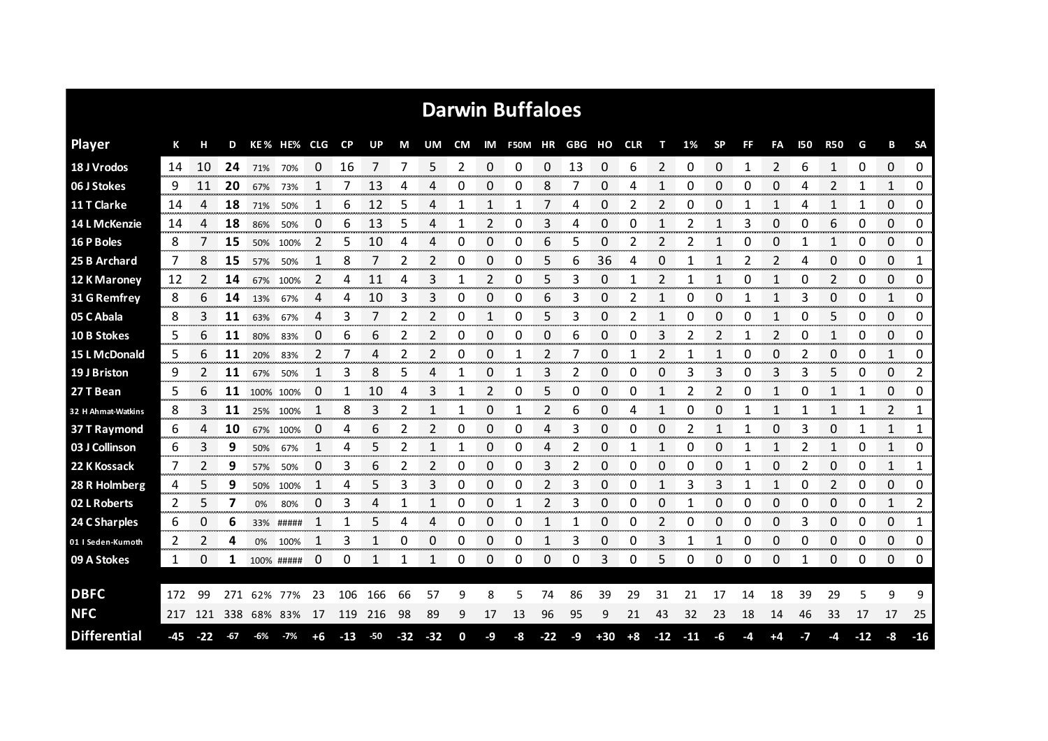# Darwin Buffaloes

| Player | K | H | D | KE % | HE% | CLG | CP | UP | M | UM | CM | IM | F50M | HR | GBG | HO | CLR | T | 1% | SP | FF | FA | I50 | R50 | G | B | SA |
|---|---|---|---|---|---|---|---|---|---|---|---|---|---|---|---|---|---|---|---|---|---|---|---|---|---|---|---|
| 18 J Vrodos | 14 | 10 | **24** | 71% | 70% | 0 | 16 | 7 | 7 | 5 | 2 | 0 | 0 | 0 | 13 | 0 | 6 | 2 | 0 | 0 | 1 | 2 | 6 | 1 | 0 | 0 | 0 |
| 06 J Stokes | 9 | 11 | **20** | 67% | 73% | 1 | 7 | 13 | 4 | 4 | 0 | 0 | 0 | 8 | 7 | 0 | 4 | 1 | 0 | 0 | 0 | 0 | 4 | 2 | 1 | 1 | 0 |
| 11 T Clarke | 14 | 4 | **18** | 71% | 50% | 1 | 6 | 12 | 5 | 4 | 1 | 1 | 1 | 7 | 4 | 0 | 2 | 2 | 0 | 0 | 1 | 1 | 4 | 1 | 1 | 0 | 0 |
| 14 L McKenzie | 14 | 4 | **18** | 86% | 50% | 0 | 6 | 13 | 5 | 4 | 1 | 2 | 0 | 3 | 4 | 0 | 0 | 1 | 2 | 1 | 3 | 0 | 0 | 6 | 0 | 0 | 0 |
| 16 P Boles | 8 | 7 | **15** | 50% | 100% | 2 | 5 | 10 | 4 | 4 | 0 | 0 | 0 | 6 | 5 | 0 | 2 | 2 | 2 | 1 | 0 | 0 | 1 | 1 | 0 | 0 | 0 |
| 25 B Archard | 7 | 8 | **15** | 57% | 50% | 1 | 8 | 7 | 2 | 2 | 0 | 0 | 0 | 5 | 6 | 36 | 4 | 0 | 1 | 1 | 2 | 2 | 4 | 0 | 0 | 0 | 1 |
| 12 K Maroney | 12 | 2 | **14** | 67% | 100% | 2 | 4 | 11 | 4 | 3 | 1 | 2 | 0 | 5 | 3 | 0 | 1 | 2 | 1 | 1 | 0 | 1 | 0 | 2 | 0 | 0 | 0 |
| 31 G Remfrey | 8 | 6 | **14** | 13% | 67% | 4 | 4 | 10 | 3 | 3 | 0 | 0 | 0 | 6 | 3 | 0 | 2 | 1 | 0 | 0 | 1 | 1 | 3 | 0 | 0 | 1 | 0 |
| 05 C Abala | 8 | 3 | **11** | 63% | 67% | 4 | 3 | 7 | 2 | 2 | 0 | 1 | 0 | 5 | 3 | 0 | 2 | 1 | 0 | 0 | 0 | 1 | 0 | 5 | 0 | 0 | 0 |
| 10 B Stokes | 5 | 6 | **11** | 80% | 83% | 0 | 6 | 6 | 2 | 2 | 0 | 0 | 0 | 0 | 6 | 0 | 0 | 3 | 2 | 2 | 1 | 2 | 0 | 1 | 0 | 0 | 0 |
| 15 L McDonald | 5 | 6 | **11** | 20% | 83% | 2 | 7 | 4 | 2 | 2 | 0 | 0 | 1 | 2 | 7 | 0 | 1 | 2 | 1 | 1 | 0 | 0 | 2 | 0 | 0 | 1 | 0 |
| 19 J Briston | 9 | 2 | **11** | 67% | 50% | 1 | 3 | 8 | 5 | 4 | 1 | 0 | 1 | 3 | 2 | 0 | 0 | 0 | 3 | 3 | 0 | 3 | 3 | 5 | 0 | 0 | 2 |
| 27 T Bean | 5 | 6 | **11** | 100% | 100% | 0 | 1 | 10 | 4 | 3 | 1 | 2 | 0 | 5 | 0 | 0 | 0 | 1 | 2 | 2 | 0 | 1 | 0 | 1 | 1 | 0 | 0 |
| 32 H Ahmat-Watkins | 8 | 3 | **11** | 25% | 100% | 1 | 8 | 3 | 2 | 1 | 1 | 0 | 1 | 2 | 6 | 0 | 4 | 1 | 0 | 0 | 1 | 1 | 1 | 1 | 1 | 2 | 1 |
| 37 T Raymond | 6 | 4 | **10** | 67% | 100% | 0 | 4 | 6 | 2 | 2 | 0 | 0 | 0 | 4 | 3 | 0 | 0 | 0 | 2 | 1 | 1 | 0 | 3 | 0 | 1 | 1 | 1 |
| 03 J Collinson | 6 | 3 | **9** | 50% | 67% | 1 | 4 | 5 | 2 | 1 | 1 | 0 | 0 | 4 | 2 | 0 | 1 | 1 | 0 | 0 | 1 | 1 | 2 | 1 | 0 | 1 | 0 |
| 22 K Kossack | 7 | 2 | **9** | 57% | 50% | 0 | 3 | 6 | 2 | 2 | 0 | 0 | 0 | 3 | 2 | 0 | 0 | 0 | 0 | 0 | 1 | 0 | 2 | 0 | 0 | 1 | 1 |
| 28 R Holmberg | 4 | 5 | **9** | 50% | 100% | 1 | 4 | 5 | 3 | 3 | 0 | 0 | 0 | 2 | 3 | 0 | 0 | 1 | 3 | 3 | 1 | 1 | 0 | 2 | 0 | 0 | 0 |
| 02 L Roberts | 2 | 5 | **7** | 0% | 80% | 0 | 3 | 4 | 1 | 1 | 0 | 0 | 1 | 2 | 3 | 0 | 0 | 0 | 1 | 0 | 0 | 0 | 0 | 0 | 0 | 1 | 2 |
| 24 C Sharples | 6 | 0 | **6** | 33% | ##### | 1 | 1 | 5 | 4 | 4 | 0 | 0 | 0 | 1 | 1 | 0 | 0 | 2 | 0 | 0 | 0 | 0 | 3 | 0 | 0 | 0 | 1 |
| 01 I Seden-Kumoth | 2 | 2 | **4** | 0% | 100% | 1 | 3 | 1 | 0 | 0 | 0 | 0 | 0 | 1 | 3 | 0 | 0 | 3 | 1 | 1 | 0 | 0 | 0 | 0 | 0 | 0 | 0 |
| 09 A Stokes | 1 | 0 | **1** | 100% | ##### | 0 | 0 | 1 | 1 | 1 | 0 | 0 | 0 | 0 | 0 | 3 | 0 | 5 | 0 | 0 | 0 | 0 | 1 | 0 | 0 | 0 | 0 |
| **DBFC** | 172 | 99 | 271 | 62% | 77% | 23 | 106 | 166 | 66 | 57 | 9 | 8 | 5 | 74 | 86 | 39 | 29 | 31 | 21 | 17 | 14 | 18 | 39 | 29 | 5 | 9 | 9 |
| **NFC** | 217 | 121 | 338 | 68% | 83% | 17 | 119 | 216 | 98 | 89 | 9 | 17 | 13 | 96 | 95 | 9 | 21 | 43 | 32 | 23 | 18 | 14 | 46 | 33 | 17 | 17 | 25 |
| **Differential** | -45 | -22 | -67 | -6% | -7% | +6 | -13 | -50 | -32 | -32 | 0 | -9 | -8 | -22 | -9 | +30 | +8 | -12 | -11 | -6 | -4 | +4 | -7 | -4 | -12 | -8 | -16 |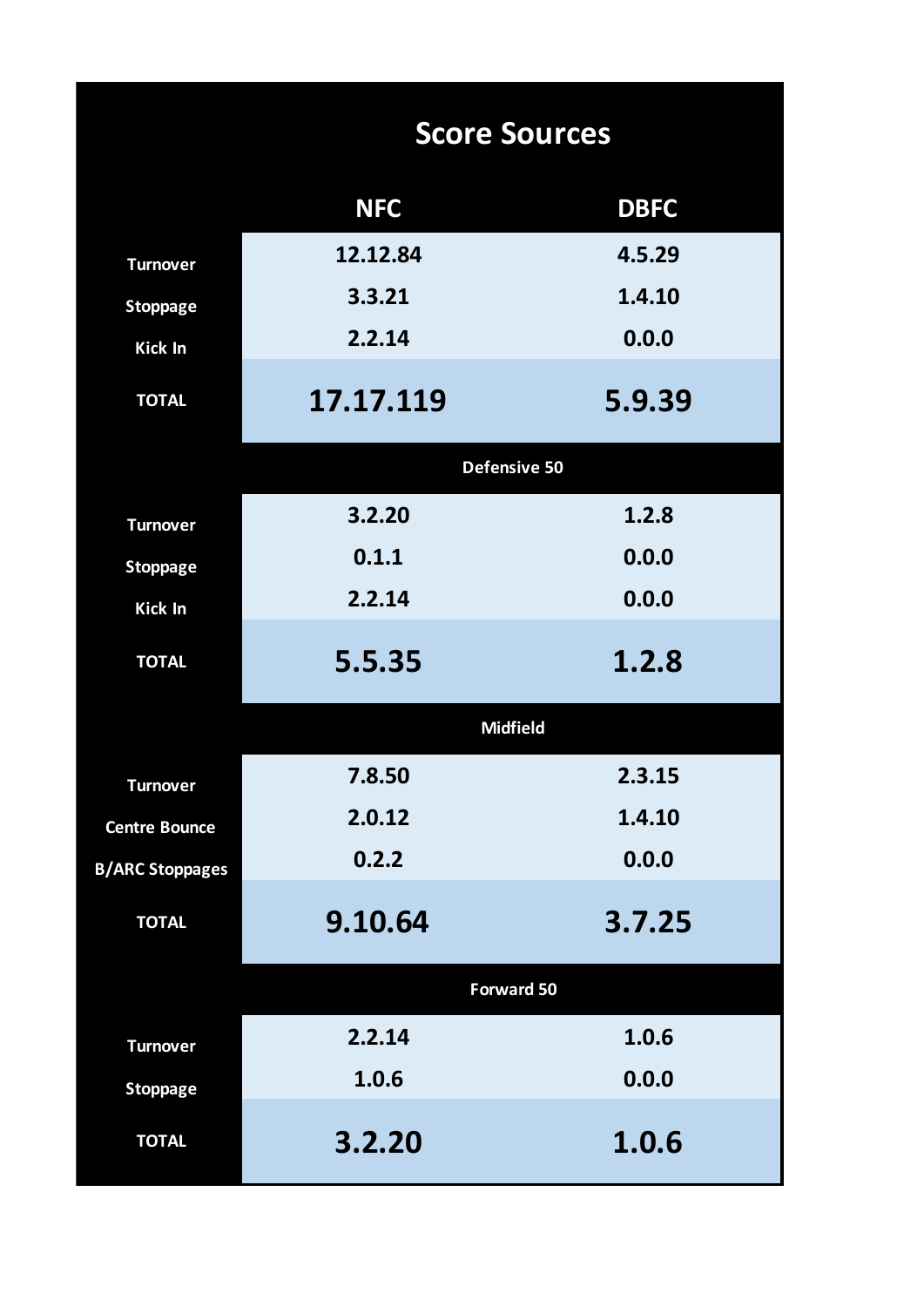## Score Sources

| | NFC | DBFC |
|---|---|---|
| Turnover | 12.12.84 | 4.5.29 |
| Stoppage | 3.3.21 | 1.4.10 |
| Kick In | 2.2.14 | 0.0.0 |
| **TOTAL** | **17.17.119** | **5.9.39** |
| **Defensive 50** | | |
| Turnover | 3.2.20 | 1.2.8 |
| Stoppage | 0.1.1 | 0.0.0 |
| Kick In | 2.2.14 | 0.0.0 |
| **TOTAL** | **5.5.35** | **1.2.8** |
| **Midfield** | | |
| Turnover | 7.8.50 | 2.3.15 |
| Centre Bounce | 2.0.12 | 1.4.10 |
| B/ARC Stoppages | 0.2.2 | 0.0.0 |
| **TOTAL** | **9.10.64** | **3.7.25** |
| **Forward 50** | | |
| Turnover | 2.2.14 | 1.0.6 |
| Stoppage | 1.0.6 | 0.0.0 |
| **TOTAL** | **3.2.20** | **1.0.6** |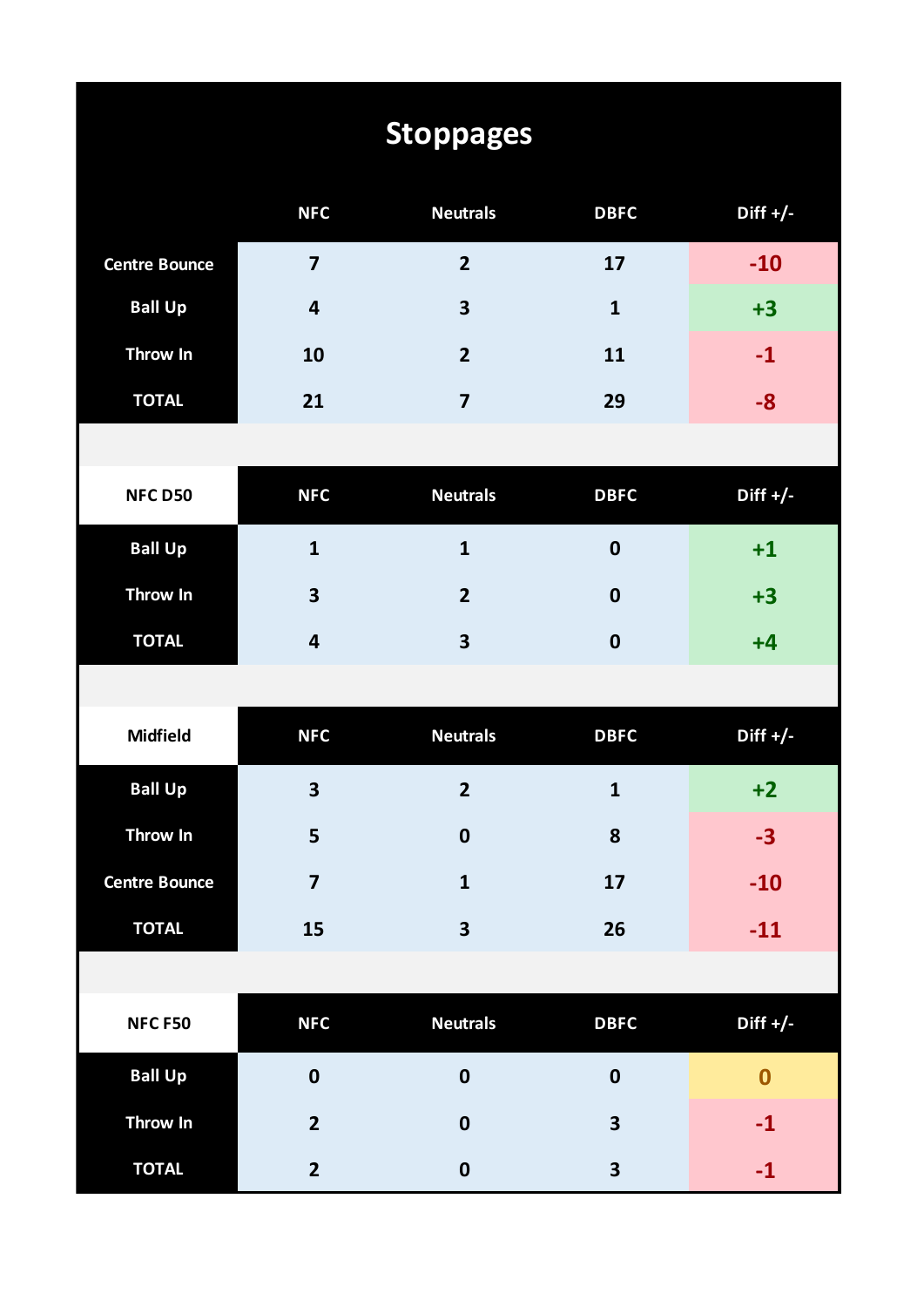## Stoppages

| | NFC | Neutrals | DBFC | Diff +/- |
|---|---|---|---|---|
| Centre Bounce | 7 | 2 | 17 | -10 |
| Ball Up | 4 | 3 | 1 | +3 |
| Throw In | 10 | 2 | 11 | -1 |
| TOTAL | 21 | 7 | 29 | -8 |

| NFC D50 | NFC | Neutrals | DBFC | Diff +/- |
|---|---|---|---|---|
| Ball Up | 1 | 1 | 0 | +1 |
| Throw In | 3 | 2 | 0 | +3 |
| TOTAL | 4 | 3 | 0 | +4 |

| Midfield | NFC | Neutrals | DBFC | Diff +/- |
|---|---|---|---|---|
| Ball Up | 3 | 2 | 1 | +2 |
| Throw In | 5 | 0 | 8 | -3 |
| Centre Bounce | 7 | 1 | 17 | -10 |
| TOTAL | 15 | 3 | 26 | -11 |

| NFC F50 | NFC | Neutrals | DBFC | Diff +/- |
|---|---|---|---|---|
| Ball Up | 0 | 0 | 0 | 0 |
| Throw In | 2 | 0 | 3 | -1 |
| TOTAL | 2 | 0 | 3 | -1 |